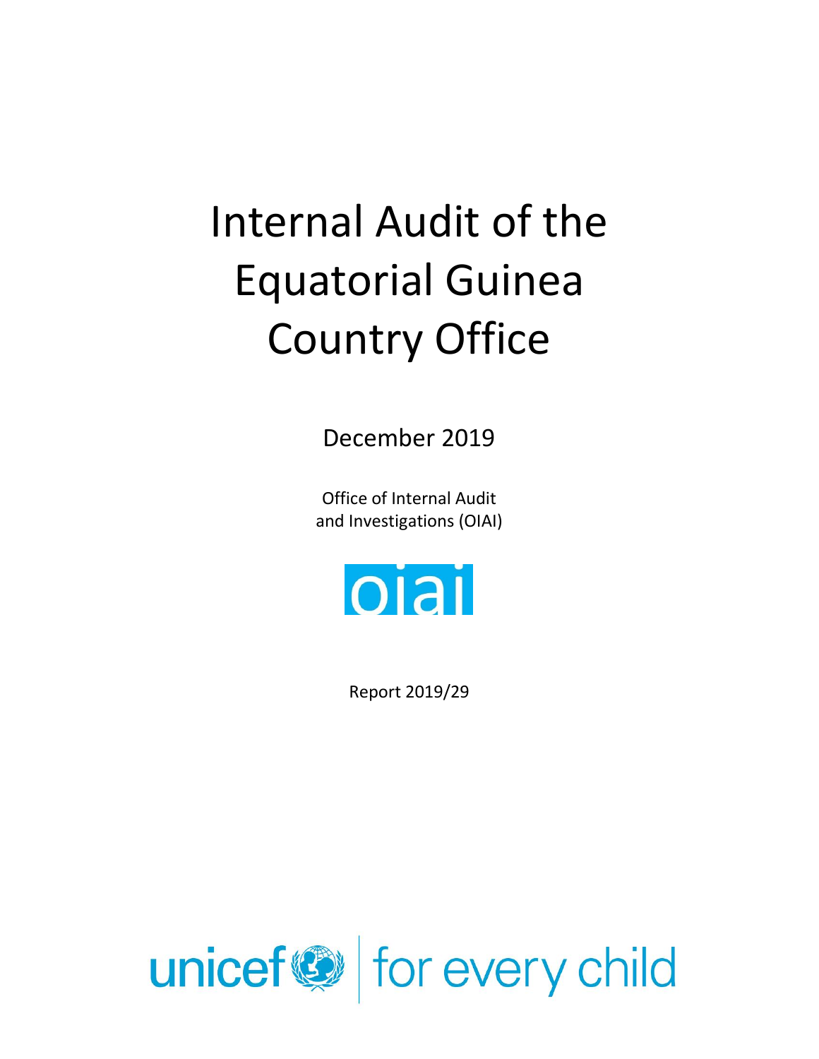# Internal Audit of the Equatorial Guinea Country Office

December 2019

Office of Internal Audit and Investigations (OIAI)

oiai

Report 2019/29

unicef | for every child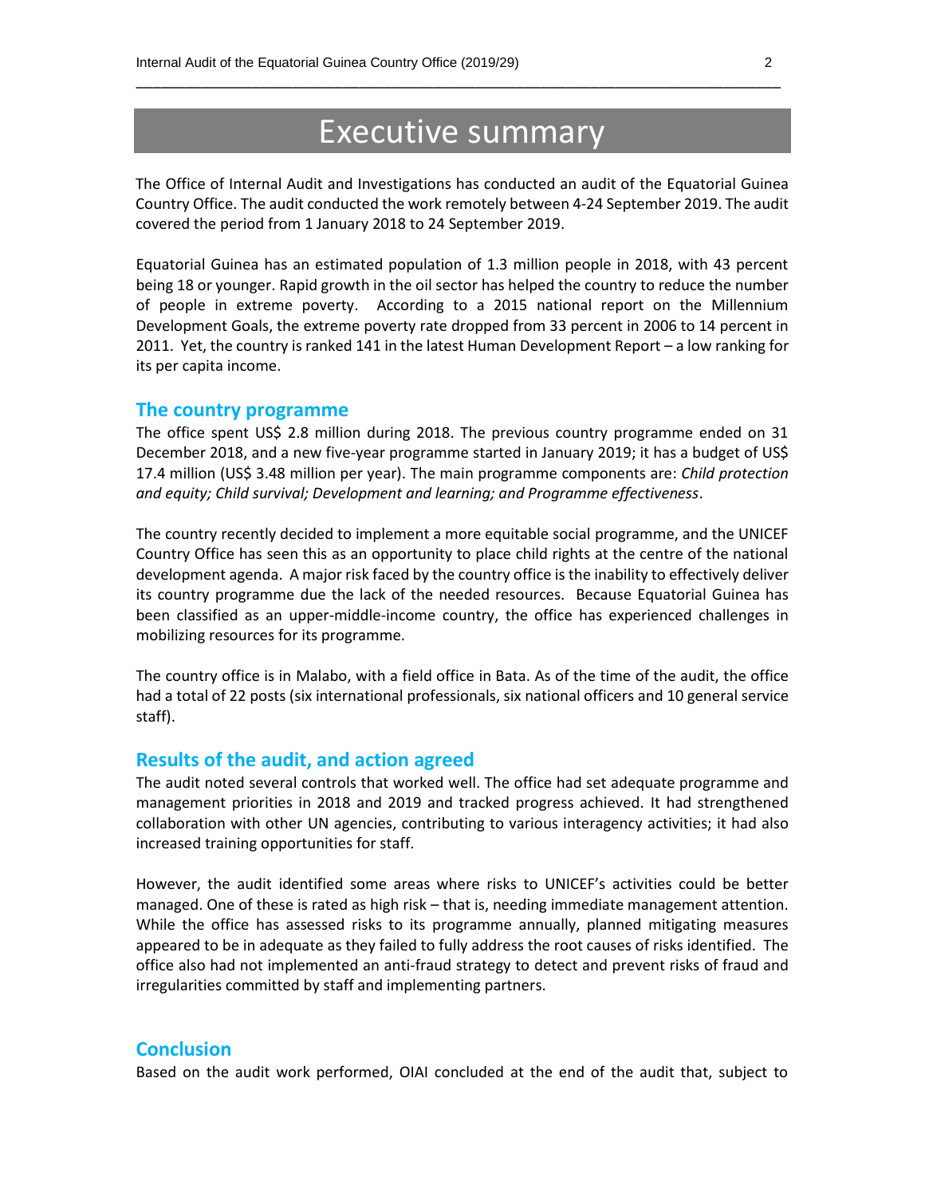# Executive summary

The Office of Internal Audit and Investigations has conducted an audit of the Equatorial Guinea Country Office. The audit conducted the work remotely between 4-24 September 2019. The audit covered the period from 1 January 2018 to 24 September 2019.

Equatorial Guinea has an estimated population of 1.3 million people in 2018, with 43 percent being 18 or younger. Rapid growth in the oil sector has helped the country to reduce the number of people in extreme poverty. According to a 2015 national report on the Millennium Development Goals, the extreme poverty rate dropped from 33 percent in 2006 to 14 percent in 2011. Yet, the country is ranked 141 in the latest Human Development Report – a low ranking for its per capita income.

## The country programme

The office spent US$ 2.8 million during 2018. The previous country programme ended on 31 December 2018, and a new five-year programme started in January 2019; it has a budget of US$ 17.4 million (US$ 3.48 million per year). The main programme components are: *Child protection and equity; Child survival; Development and learning; and Programme effectiveness*.

The country recently decided to implement a more equitable social programme, and the UNICEF Country Office has seen this as an opportunity to place child rights at the centre of the national development agenda. A major risk faced by the country office is the inability to effectively deliver its country programme due the lack of the needed resources. Because Equatorial Guinea has been classified as an upper-middle-income country, the office has experienced challenges in mobilizing resources for its programme.

The country office is in Malabo, with a field office in Bata. As of the time of the audit, the office had a total of 22 posts (six international professionals, six national officers and 10 general service staff).

## Results of the audit, and action agreed

The audit noted several controls that worked well. The office had set adequate programme and management priorities in 2018 and 2019 and tracked progress achieved. It had strengthened collaboration with other UN agencies, contributing to various interagency activities; it had also increased training opportunities for staff.

However, the audit identified some areas where risks to UNICEF's activities could be better managed. One of these is rated as high risk – that is, needing immediate management attention. While the office has assessed risks to its programme annually, planned mitigating measures appeared to be in adequate as they failed to fully address the root causes of risks identified. The office also had not implemented an anti-fraud strategy to detect and prevent risks of fraud and irregularities committed by staff and implementing partners.

## Conclusion

Based on the audit work performed, OIAI concluded at the end of the audit that, subject to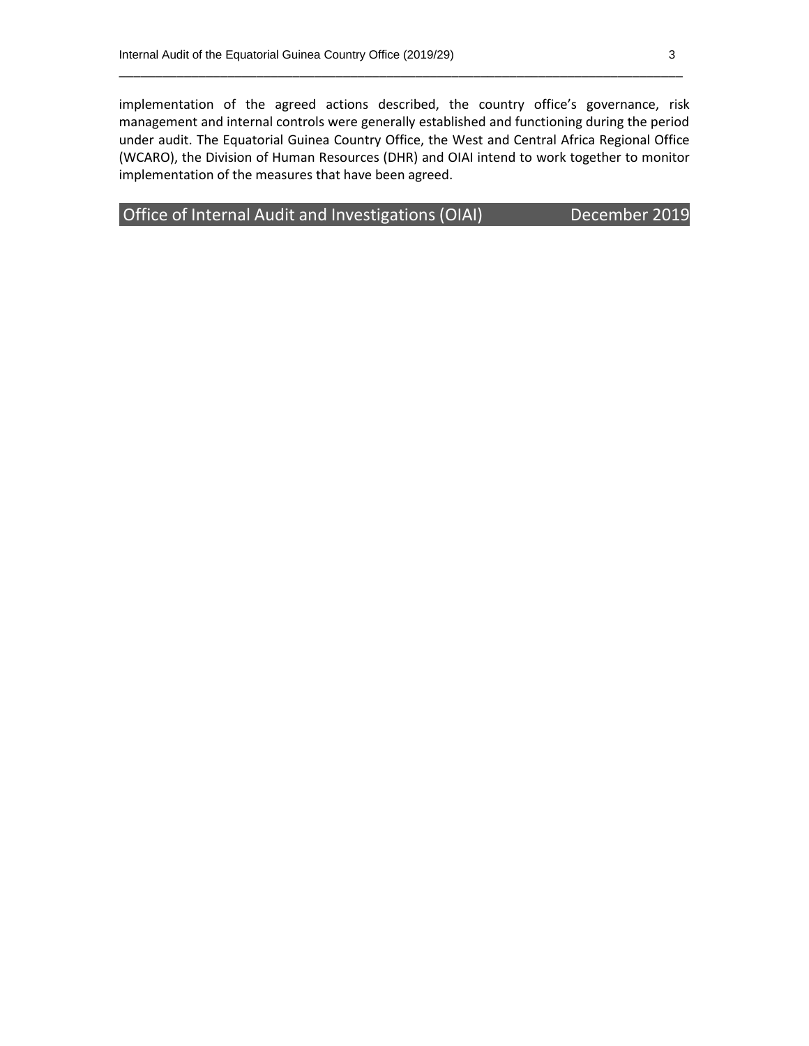implementation of the agreed actions described, the country office's governance, risk management and internal controls were generally established and functioning during the period under audit. The Equatorial Guinea Country Office, the West and Central Africa Regional Office (WCARO), the Division of Human Resources (DHR) and OIAI intend to work together to monitor implementation of the measures that have been agreed.

**Office of Internal Audit and Investigations (OIAI) December 2019**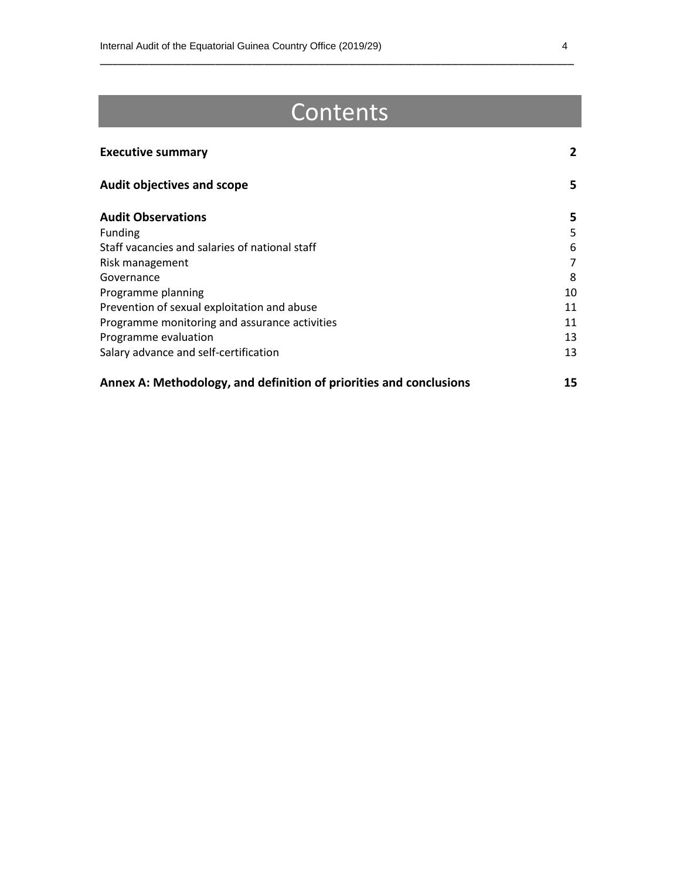# Contents

| | |
|---|---|
| **Executive summary** | **2** |
| **Audit objectives and scope** | **5** |
| **Audit Observations** | **5** |
| Funding | 5 |
| Staff vacancies and salaries of national staff | 6 |
| Risk management | 7 |
| Governance | 8 |
| Programme planning | 10 |
| Prevention of sexual exploitation and abuse | 11 |
| Programme monitoring and assurance activities | 11 |
| Programme evaluation | 13 |
| Salary advance and self-certification | 13 |
| **Annex A: Methodology, and definition of priorities and conclusions** | **15** |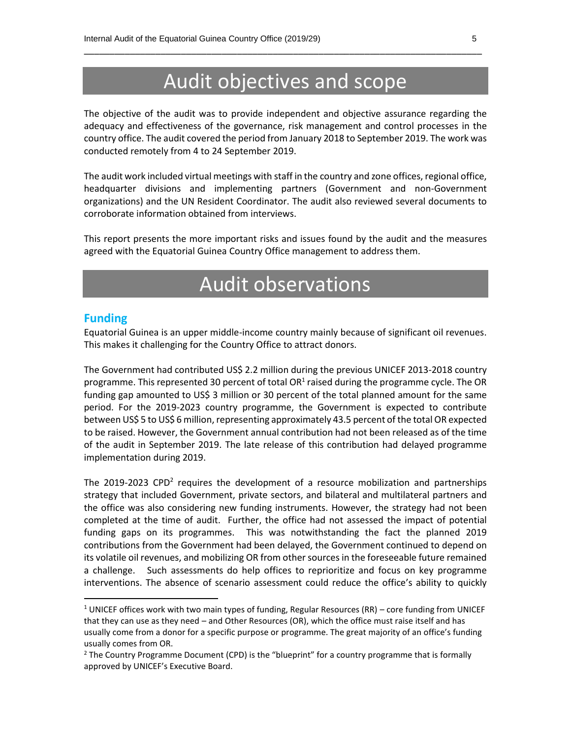# Audit objectives and scope

The objective of the audit was to provide independent and objective assurance regarding the adequacy and effectiveness of the governance, risk management and control processes in the country office. The audit covered the period from January 2018 to September 2019. The work was conducted remotely from 4 to 24 September 2019.

The audit work included virtual meetings with staff in the country and zone offices, regional office, headquarter divisions and implementing partners (Government and non-Government organizations) and the UN Resident Coordinator. The audit also reviewed several documents to corroborate information obtained from interviews.

This report presents the more important risks and issues found by the audit and the measures agreed with the Equatorial Guinea Country Office management to address them.

# Audit observations

## Funding

Equatorial Guinea is an upper middle-income country mainly because of significant oil revenues. This makes it challenging for the Country Office to attract donors.

The Government had contributed US$ 2.2 million during the previous UNICEF 2013-2018 country programme. This represented 30 percent of total OR[1] raised during the programme cycle. The OR funding gap amounted to US$ 3 million or 30 percent of the total planned amount for the same period. For the 2019-2023 country programme, the Government is expected to contribute between US$ 5 to US$ 6 million, representing approximately 43.5 percent of the total OR expected to be raised. However, the Government annual contribution had not been released as of the time of the audit in September 2019. The late release of this contribution had delayed programme implementation during 2019.

The 2019-2023 CPD[2] requires the development of a resource mobilization and partnerships strategy that included Government, private sectors, and bilateral and multilateral partners and the office was also considering new funding instruments. However, the strategy had not been completed at the time of audit. Further, the office had not assessed the impact of potential funding gaps on its programmes. This was notwithstanding the fact the planned 2019 contributions from the Government had been delayed, the Government continued to depend on its volatile oil revenues, and mobilizing OR from other sources in the foreseeable future remained a challenge. Such assessments do help offices to reprioritize and focus on key programme interventions. The absence of scenario assessment could reduce the office's ability to quickly

---

[1] UNICEF offices work with two main types of funding, Regular Resources (RR) – core funding from UNICEF that they can use as they need – and Other Resources (OR), which the office must raise itself and has usually come from a donor for a specific purpose or programme. The great majority of an office's funding usually comes from OR.

[2] The Country Programme Document (CPD) is the "blueprint" for a country programme that is formally approved by UNICEF's Executive Board.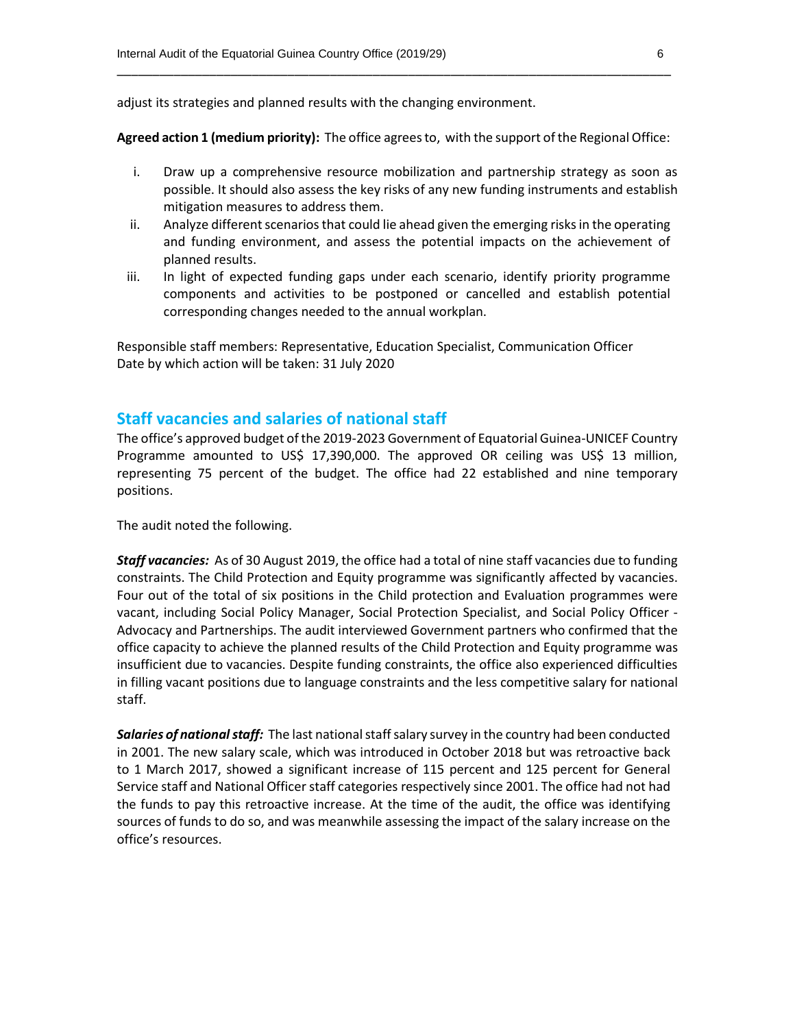adjust its strategies and planned results with the changing environment.

**Agreed action 1 (medium priority):** The office agrees to, with the support of the Regional Office:

i. Draw up a comprehensive resource mobilization and partnership strategy as soon as possible. It should also assess the key risks of any new funding instruments and establish mitigation measures to address them.
ii. Analyze different scenarios that could lie ahead given the emerging risks in the operating and funding environment, and assess the potential impacts on the achievement of planned results.
iii. In light of expected funding gaps under each scenario, identify priority programme components and activities to be postponed or cancelled and establish potential corresponding changes needed to the annual workplan.

Responsible staff members: Representative, Education Specialist, Communication Officer
Date by which action will be taken: 31 July 2020

## Staff vacancies and salaries of national staff

The office's approved budget of the 2019-2023 Government of Equatorial Guinea-UNICEF Country Programme amounted to US$ 17,390,000. The approved OR ceiling was US$ 13 million, representing 75 percent of the budget. The office had 22 established and nine temporary positions.

The audit noted the following.

***Staff vacancies:*** As of 30 August 2019, the office had a total of nine staff vacancies due to funding constraints. The Child Protection and Equity programme was significantly affected by vacancies. Four out of the total of six positions in the Child protection and Evaluation programmes were vacant, including Social Policy Manager, Social Protection Specialist, and Social Policy Officer - Advocacy and Partnerships. The audit interviewed Government partners who confirmed that the office capacity to achieve the planned results of the Child Protection and Equity programme was insufficient due to vacancies. Despite funding constraints, the office also experienced difficulties in filling vacant positions due to language constraints and the less competitive salary for national staff.

***Salaries of national staff:*** The last national staff salary survey in the country had been conducted in 2001. The new salary scale, which was introduced in October 2018 but was retroactive back to 1 March 2017, showed a significant increase of 115 percent and 125 percent for General Service staff and National Officer staff categories respectively since 2001. The office had not had the funds to pay this retroactive increase. At the time of the audit, the office was identifying sources of funds to do so, and was meanwhile assessing the impact of the salary increase on the office's resources.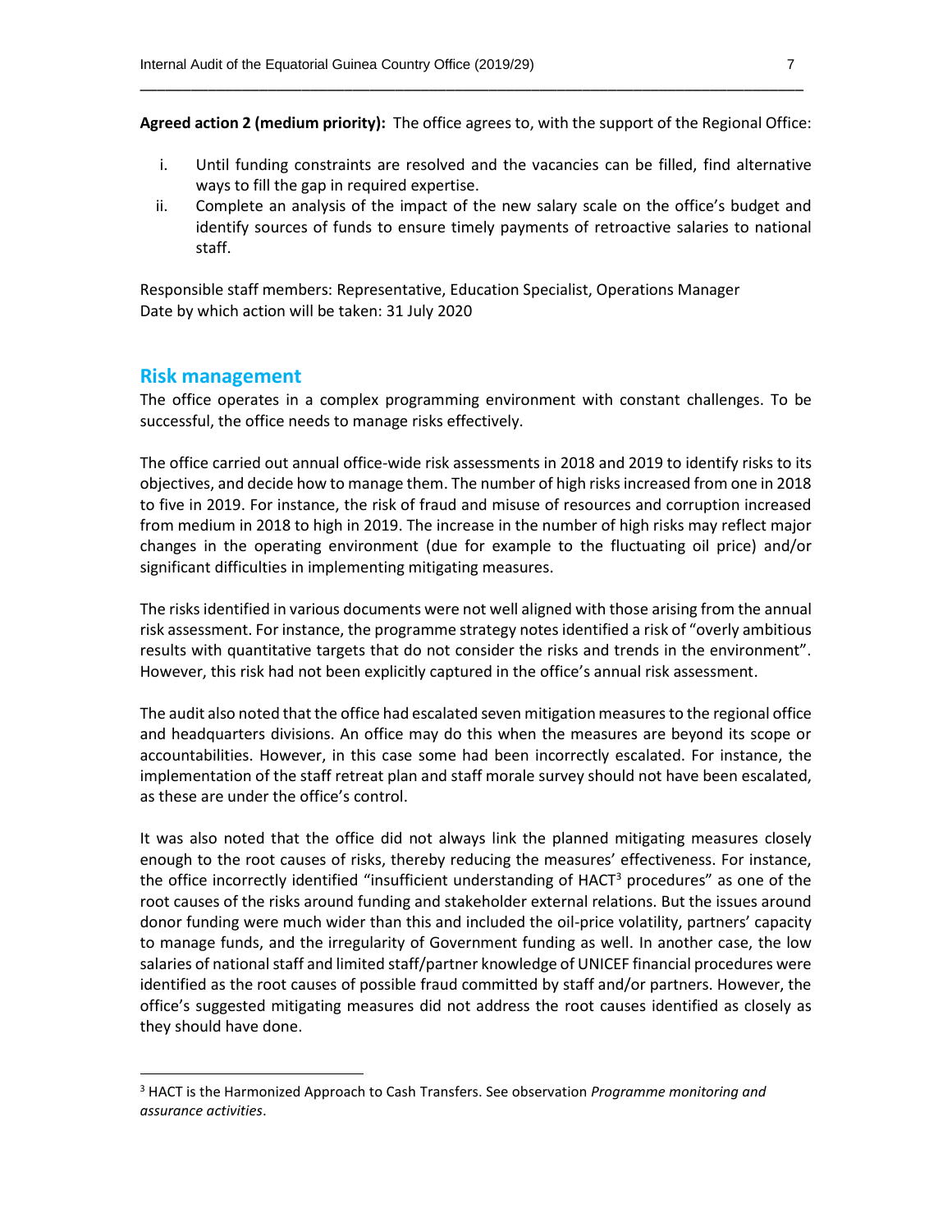**Agreed action 2 (medium priority):** The office agrees to, with the support of the Regional Office:

i. Until funding constraints are resolved and the vacancies can be filled, find alternative ways to fill the gap in required expertise.
ii. Complete an analysis of the impact of the new salary scale on the office's budget and identify sources of funds to ensure timely payments of retroactive salaries to national staff.

Responsible staff members: Representative, Education Specialist, Operations Manager
Date by which action will be taken: 31 July 2020

## Risk management

The office operates in a complex programming environment with constant challenges. To be successful, the office needs to manage risks effectively.

The office carried out annual office-wide risk assessments in 2018 and 2019 to identify risks to its objectives, and decide how to manage them. The number of high risks increased from one in 2018 to five in 2019. For instance, the risk of fraud and misuse of resources and corruption increased from medium in 2018 to high in 2019. The increase in the number of high risks may reflect major changes in the operating environment (due for example to the fluctuating oil price) and/or significant difficulties in implementing mitigating measures.

The risks identified in various documents were not well aligned with those arising from the annual risk assessment. For instance, the programme strategy notes identified a risk of "overly ambitious results with quantitative targets that do not consider the risks and trends in the environment". However, this risk had not been explicitly captured in the office's annual risk assessment.

The audit also noted that the office had escalated seven mitigation measures to the regional office and headquarters divisions. An office may do this when the measures are beyond its scope or accountabilities. However, in this case some had been incorrectly escalated. For instance, the implementation of the staff retreat plan and staff morale survey should not have been escalated, as these are under the office's control.

It was also noted that the office did not always link the planned mitigating measures closely enough to the root causes of risks, thereby reducing the measures' effectiveness. For instance, the office incorrectly identified "insufficient understanding of HACT[3] procedures" as one of the root causes of the risks around funding and stakeholder external relations. But the issues around donor funding were much wider than this and included the oil-price volatility, partners' capacity to manage funds, and the irregularity of Government funding as well. In another case, the low salaries of national staff and limited staff/partner knowledge of UNICEF financial procedures were identified as the root causes of possible fraud committed by staff and/or partners. However, the office's suggested mitigating measures did not address the root causes identified as closely as they should have done.

[3] HACT is the Harmonized Approach to Cash Transfers. See observation *Programme monitoring and assurance activities*.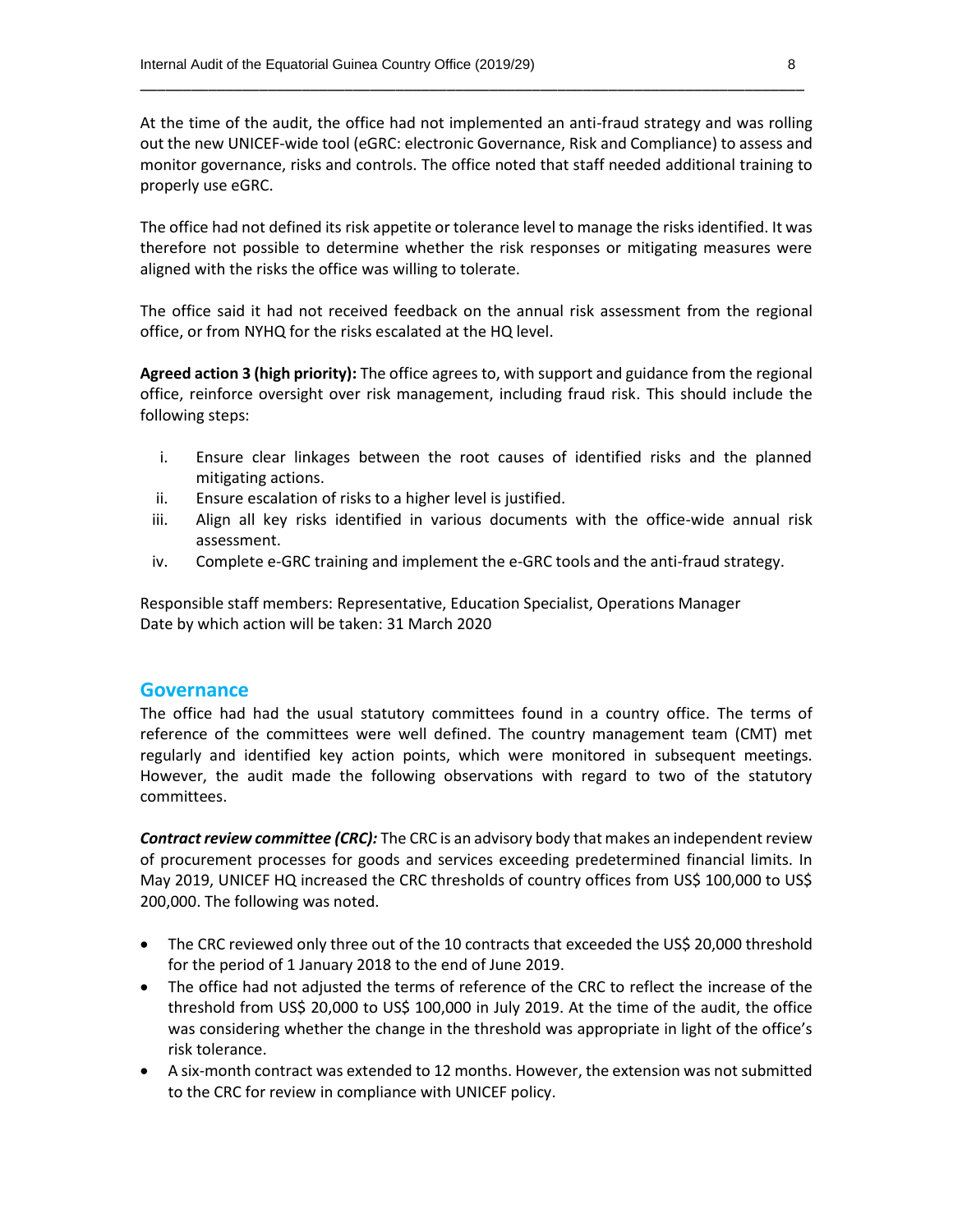At the time of the audit, the office had not implemented an anti-fraud strategy and was rolling out the new UNICEF-wide tool (eGRC: electronic Governance, Risk and Compliance) to assess and monitor governance, risks and controls. The office noted that staff needed additional training to properly use eGRC.

The office had not defined its risk appetite or tolerance level to manage the risks identified. It was therefore not possible to determine whether the risk responses or mitigating measures were aligned with the risks the office was willing to tolerate.

The office said it had not received feedback on the annual risk assessment from the regional office, or from NYHQ for the risks escalated at the HQ level.

**Agreed action 3 (high priority):** The office agrees to, with support and guidance from the regional office, reinforce oversight over risk management, including fraud risk. This should include the following steps:

i. Ensure clear linkages between the root causes of identified risks and the planned mitigating actions.
ii. Ensure escalation of risks to a higher level is justified.
iii. Align all key risks identified in various documents with the office-wide annual risk assessment.
iv. Complete e-GRC training and implement the e-GRC tools and the anti-fraud strategy.

Responsible staff members: Representative, Education Specialist, Operations Manager
Date by which action will be taken: 31 March 2020

## Governance

The office had had the usual statutory committees found in a country office. The terms of reference of the committees were well defined. The country management team (CMT) met regularly and identified key action points, which were monitored in subsequent meetings. However, the audit made the following observations with regard to two of the statutory committees.

***Contract review committee (CRC):*** The CRC is an advisory body that makes an independent review of procurement processes for goods and services exceeding predetermined financial limits. In May 2019, UNICEF HQ increased the CRC thresholds of country offices from US$ 100,000 to US$ 200,000. The following was noted.

- The CRC reviewed only three out of the 10 contracts that exceeded the US$ 20,000 threshold for the period of 1 January 2018 to the end of June 2019.
- The office had not adjusted the terms of reference of the CRC to reflect the increase of the threshold from US$ 20,000 to US$ 100,000 in July 2019. At the time of the audit, the office was considering whether the change in the threshold was appropriate in light of the office's risk tolerance.
- A six-month contract was extended to 12 months. However, the extension was not submitted to the CRC for review in compliance with UNICEF policy.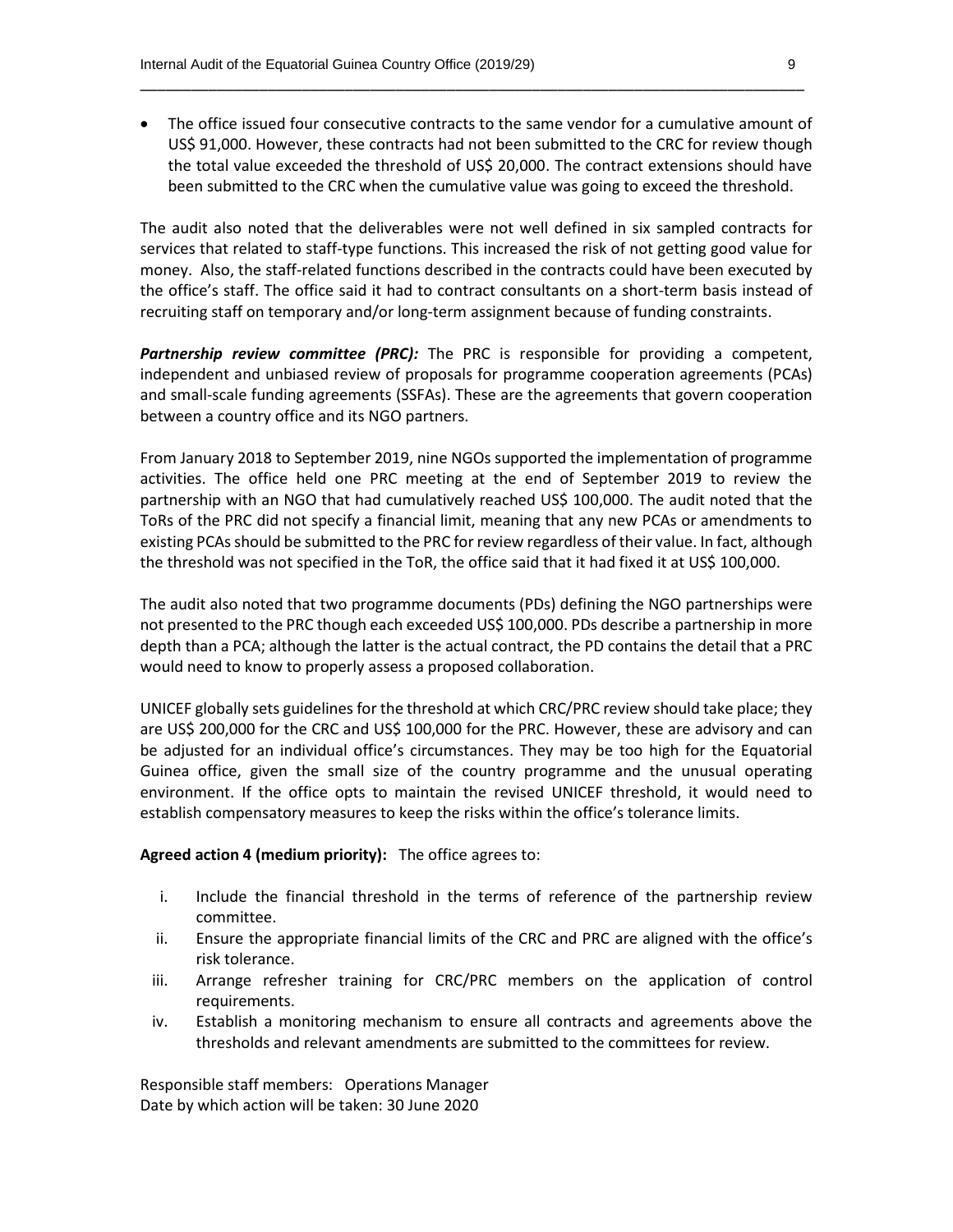- The office issued four consecutive contracts to the same vendor for a cumulative amount of US$ 91,000. However, these contracts had not been submitted to the CRC for review though the total value exceeded the threshold of US$ 20,000. The contract extensions should have been submitted to the CRC when the cumulative value was going to exceed the threshold.

The audit also noted that the deliverables were not well defined in six sampled contracts for services that related to staff-type functions. This increased the risk of not getting good value for money. Also, the staff-related functions described in the contracts could have been executed by the office's staff. The office said it had to contract consultants on a short-term basis instead of recruiting staff on temporary and/or long-term assignment because of funding constraints.

***Partnership review committee (PRC):*** The PRC is responsible for providing a competent, independent and unbiased review of proposals for programme cooperation agreements (PCAs) and small-scale funding agreements (SSFAs). These are the agreements that govern cooperation between a country office and its NGO partners.

From January 2018 to September 2019, nine NGOs supported the implementation of programme activities. The office held one PRC meeting at the end of September 2019 to review the partnership with an NGO that had cumulatively reached US$ 100,000. The audit noted that the ToRs of the PRC did not specify a financial limit, meaning that any new PCAs or amendments to existing PCAs should be submitted to the PRC for review regardless of their value. In fact, although the threshold was not specified in the ToR, the office said that it had fixed it at US$ 100,000.

The audit also noted that two programme documents (PDs) defining the NGO partnerships were not presented to the PRC though each exceeded US$ 100,000. PDs describe a partnership in more depth than a PCA; although the latter is the actual contract, the PD contains the detail that a PRC would need to know to properly assess a proposed collaboration.

UNICEF globally sets guidelines for the threshold at which CRC/PRC review should take place; they are US$ 200,000 for the CRC and US$ 100,000 for the PRC. However, these are advisory and can be adjusted for an individual office's circumstances. They may be too high for the Equatorial Guinea office, given the small size of the country programme and the unusual operating environment. If the office opts to maintain the revised UNICEF threshold, it would need to establish compensatory measures to keep the risks within the office's tolerance limits.

**Agreed action 4 (medium priority):** The office agrees to:

i. Include the financial threshold in the terms of reference of the partnership review committee.
ii. Ensure the appropriate financial limits of the CRC and PRC are aligned with the office's risk tolerance.
iii. Arrange refresher training for CRC/PRC members on the application of control requirements.
iv. Establish a monitoring mechanism to ensure all contracts and agreements above the thresholds and relevant amendments are submitted to the committees for review.

Responsible staff members: Operations Manager
Date by which action will be taken: 30 June 2020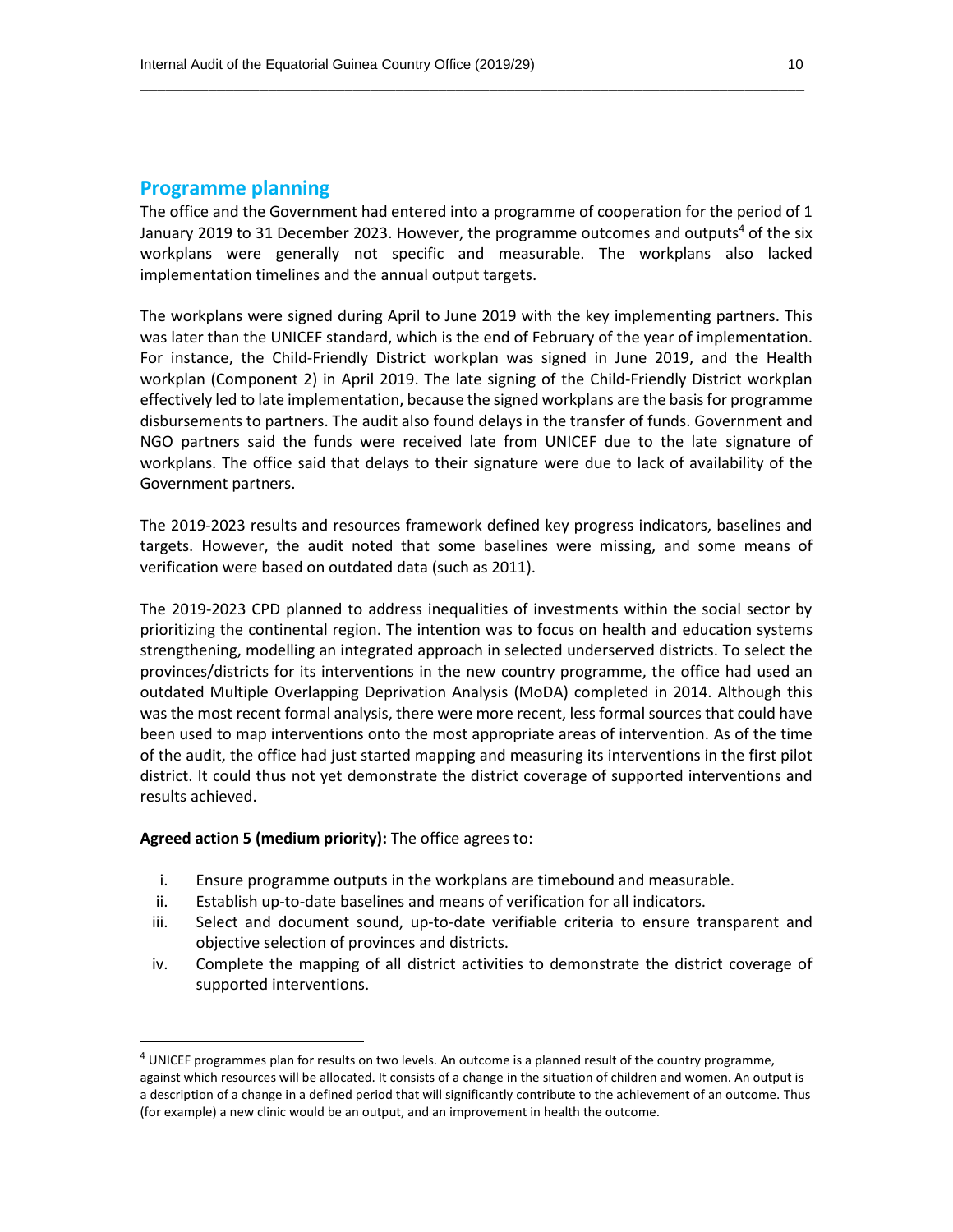## Programme planning

The office and the Government had entered into a programme of cooperation for the period of 1 January 2019 to 31 December 2023. However, the programme outcomes and outputs[4] of the six workplans were generally not specific and measurable. The workplans also lacked implementation timelines and the annual output targets.

The workplans were signed during April to June 2019 with the key implementing partners. This was later than the UNICEF standard, which is the end of February of the year of implementation. For instance, the Child-Friendly District workplan was signed in June 2019, and the Health workplan (Component 2) in April 2019. The late signing of the Child-Friendly District workplan effectively led to late implementation, because the signed workplans are the basis for programme disbursements to partners. The audit also found delays in the transfer of funds. Government and NGO partners said the funds were received late from UNICEF due to the late signature of workplans. The office said that delays to their signature were due to lack of availability of the Government partners.

The 2019-2023 results and resources framework defined key progress indicators, baselines and targets. However, the audit noted that some baselines were missing, and some means of verification were based on outdated data (such as 2011).

The 2019-2023 CPD planned to address inequalities of investments within the social sector by prioritizing the continental region. The intention was to focus on health and education systems strengthening, modelling an integrated approach in selected underserved districts. To select the provinces/districts for its interventions in the new country programme, the office had used an outdated Multiple Overlapping Deprivation Analysis (MoDA) completed in 2014. Although this was the most recent formal analysis, there were more recent, less formal sources that could have been used to map interventions onto the most appropriate areas of intervention. As of the time of the audit, the office had just started mapping and measuring its interventions in the first pilot district. It could thus not yet demonstrate the district coverage of supported interventions and results achieved.

**Agreed action 5 (medium priority):** The office agrees to:

i. Ensure programme outputs in the workplans are timebound and measurable.
ii. Establish up-to-date baselines and means of verification for all indicators.
iii. Select and document sound, up-to-date verifiable criteria to ensure transparent and objective selection of provinces and districts.
iv. Complete the mapping of all district activities to demonstrate the district coverage of supported interventions.

---

[4] UNICEF programmes plan for results on two levels. An outcome is a planned result of the country programme, against which resources will be allocated. It consists of a change in the situation of children and women. An output is a description of a change in a defined period that will significantly contribute to the achievement of an outcome. Thus (for example) a new clinic would be an output, and an improvement in health the outcome.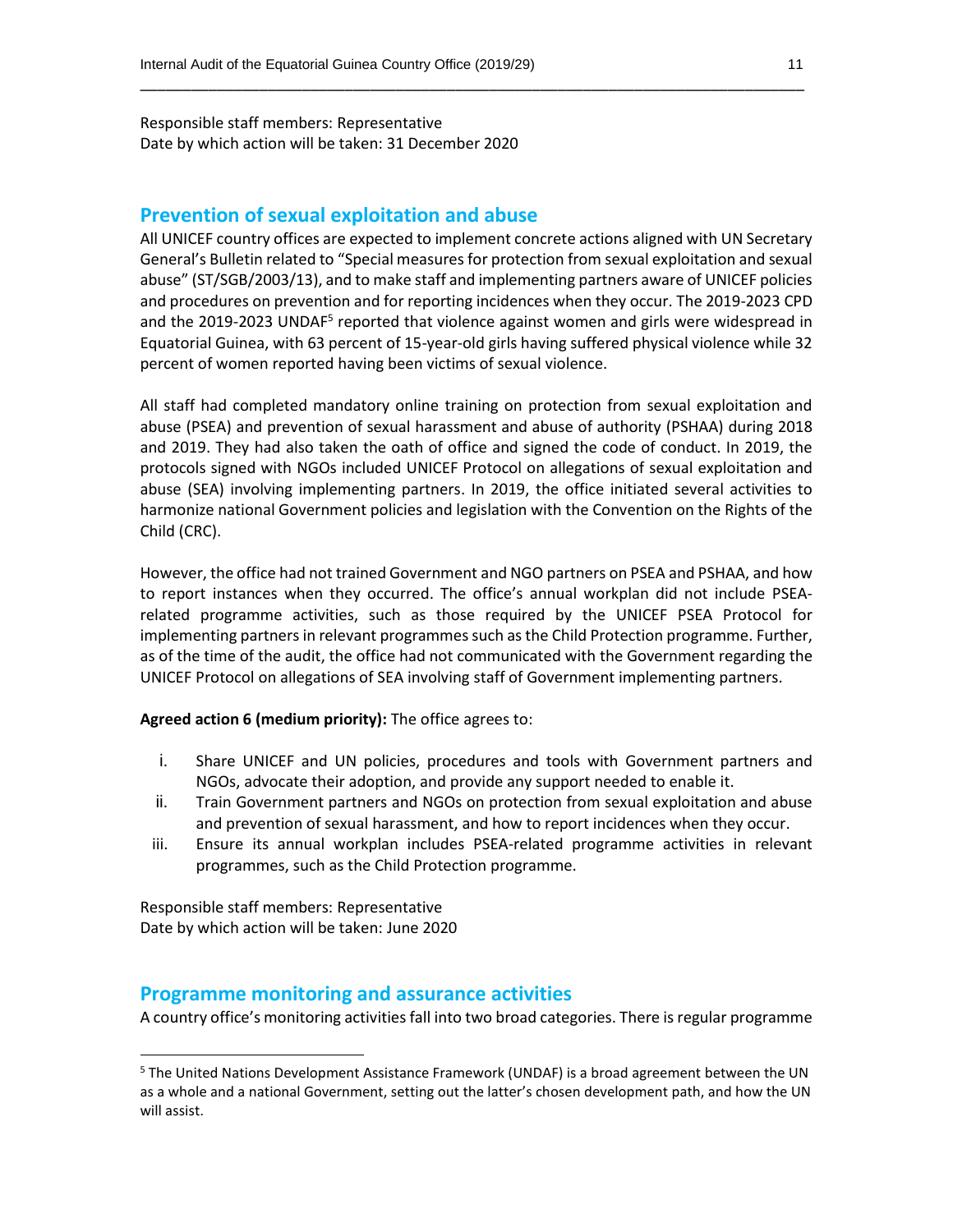Responsible staff members: Representative
Date by which action will be taken: 31 December 2020

## Prevention of sexual exploitation and abuse

All UNICEF country offices are expected to implement concrete actions aligned with UN Secretary General's Bulletin related to "Special measures for protection from sexual exploitation and sexual abuse" (ST/SGB/2003/13), and to make staff and implementing partners aware of UNICEF policies and procedures on prevention and for reporting incidences when they occur. The 2019-2023 CPD and the 2019-2023 UNDAF[5] reported that violence against women and girls were widespread in Equatorial Guinea, with 63 percent of 15-year-old girls having suffered physical violence while 32 percent of women reported having been victims of sexual violence.

All staff had completed mandatory online training on protection from sexual exploitation and abuse (PSEA) and prevention of sexual harassment and abuse of authority (PSHAA) during 2018 and 2019. They had also taken the oath of office and signed the code of conduct. In 2019, the protocols signed with NGOs included UNICEF Protocol on allegations of sexual exploitation and abuse (SEA) involving implementing partners. In 2019, the office initiated several activities to harmonize national Government policies and legislation with the Convention on the Rights of the Child (CRC).

However, the office had not trained Government and NGO partners on PSEA and PSHAA, and how to report instances when they occurred. The office's annual workplan did not include PSEA-related programme activities, such as those required by the UNICEF PSEA Protocol for implementing partners in relevant programmes such as the Child Protection programme. Further, as of the time of the audit, the office had not communicated with the Government regarding the UNICEF Protocol on allegations of SEA involving staff of Government implementing partners.

**Agreed action 6 (medium priority):** The office agrees to:

i. Share UNICEF and UN policies, procedures and tools with Government partners and NGOs, advocate their adoption, and provide any support needed to enable it.
ii. Train Government partners and NGOs on protection from sexual exploitation and abuse and prevention of sexual harassment, and how to report incidences when they occur.
iii. Ensure its annual workplan includes PSEA-related programme activities in relevant programmes, such as the Child Protection programme.

Responsible staff members: Representative
Date by which action will be taken: June 2020

## Programme monitoring and assurance activities

A country office's monitoring activities fall into two broad categories. There is regular programme

[5] The United Nations Development Assistance Framework (UNDAF) is a broad agreement between the UN as a whole and a national Government, setting out the latter's chosen development path, and how the UN will assist.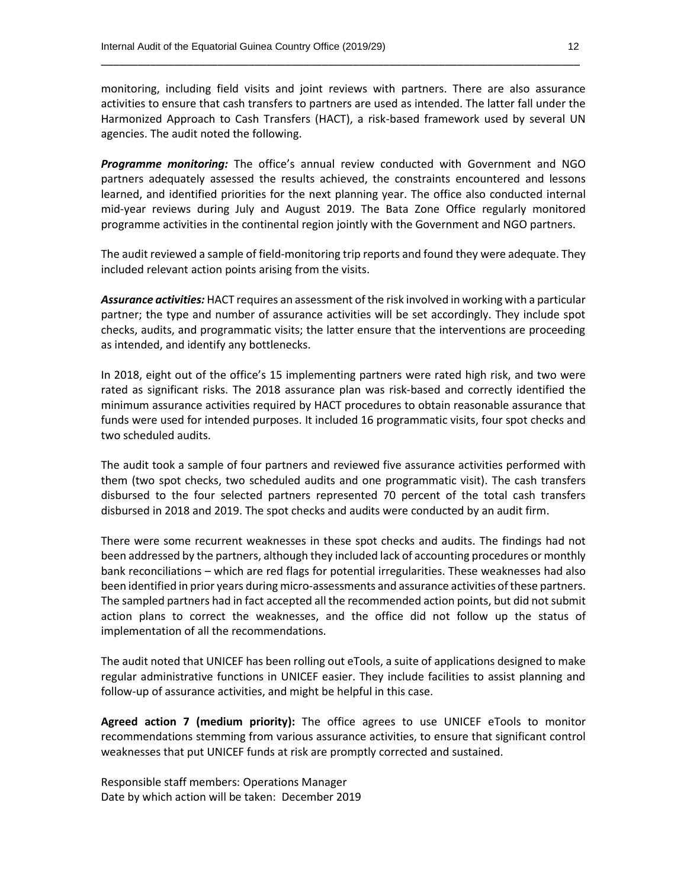monitoring, including field visits and joint reviews with partners. There are also assurance activities to ensure that cash transfers to partners are used as intended. The latter fall under the Harmonized Approach to Cash Transfers (HACT), a risk-based framework used by several UN agencies. The audit noted the following.

***Programme monitoring:*** The office's annual review conducted with Government and NGO partners adequately assessed the results achieved, the constraints encountered and lessons learned, and identified priorities for the next planning year. The office also conducted internal mid-year reviews during July and August 2019. The Bata Zone Office regularly monitored programme activities in the continental region jointly with the Government and NGO partners.

The audit reviewed a sample of field-monitoring trip reports and found they were adequate. They included relevant action points arising from the visits.

***Assurance activities:*** HACT requires an assessment of the risk involved in working with a particular partner; the type and number of assurance activities will be set accordingly. They include spot checks, audits, and programmatic visits; the latter ensure that the interventions are proceeding as intended, and identify any bottlenecks.

In 2018, eight out of the office's 15 implementing partners were rated high risk, and two were rated as significant risks. The 2018 assurance plan was risk-based and correctly identified the minimum assurance activities required by HACT procedures to obtain reasonable assurance that funds were used for intended purposes. It included 16 programmatic visits, four spot checks and two scheduled audits.

The audit took a sample of four partners and reviewed five assurance activities performed with them (two spot checks, two scheduled audits and one programmatic visit). The cash transfers disbursed to the four selected partners represented 70 percent of the total cash transfers disbursed in 2018 and 2019. The spot checks and audits were conducted by an audit firm.

There were some recurrent weaknesses in these spot checks and audits. The findings had not been addressed by the partners, although they included lack of accounting procedures or monthly bank reconciliations – which are red flags for potential irregularities. These weaknesses had also been identified in prior years during micro-assessments and assurance activities of these partners. The sampled partners had in fact accepted all the recommended action points, but did not submit action plans to correct the weaknesses, and the office did not follow up the status of implementation of all the recommendations.

The audit noted that UNICEF has been rolling out eTools, a suite of applications designed to make regular administrative functions in UNICEF easier. They include facilities to assist planning and follow-up of assurance activities, and might be helpful in this case.

**Agreed action 7 (medium priority):** The office agrees to use UNICEF eTools to monitor recommendations stemming from various assurance activities, to ensure that significant control weaknesses that put UNICEF funds at risk are promptly corrected and sustained.

Responsible staff members: Operations Manager
Date by which action will be taken: December 2019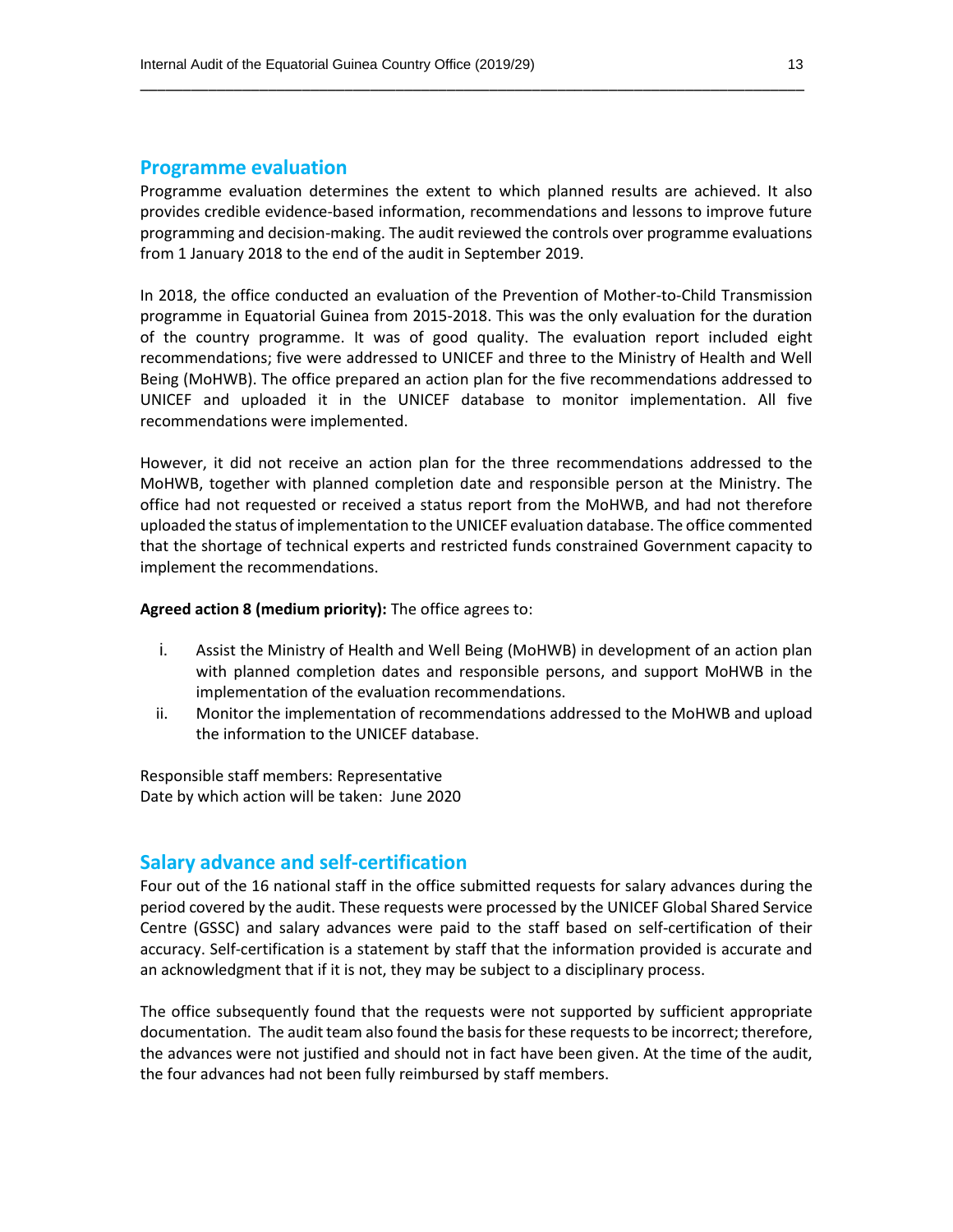## Programme evaluation

Programme evaluation determines the extent to which planned results are achieved. It also provides credible evidence-based information, recommendations and lessons to improve future programming and decision-making. The audit reviewed the controls over programme evaluations from 1 January 2018 to the end of the audit in September 2019.

In 2018, the office conducted an evaluation of the Prevention of Mother-to-Child Transmission programme in Equatorial Guinea from 2015-2018. This was the only evaluation for the duration of the country programme. It was of good quality. The evaluation report included eight recommendations; five were addressed to UNICEF and three to the Ministry of Health and Well Being (MoHWB). The office prepared an action plan for the five recommendations addressed to UNICEF and uploaded it in the UNICEF database to monitor implementation. All five recommendations were implemented.

However, it did not receive an action plan for the three recommendations addressed to the MoHWB, together with planned completion date and responsible person at the Ministry. The office had not requested or received a status report from the MoHWB, and had not therefore uploaded the status of implementation to the UNICEF evaluation database. The office commented that the shortage of technical experts and restricted funds constrained Government capacity to implement the recommendations.

**Agreed action 8 (medium priority):** The office agrees to:

i. Assist the Ministry of Health and Well Being (MoHWB) in development of an action plan with planned completion dates and responsible persons, and support MoHWB in the implementation of the evaluation recommendations.
ii. Monitor the implementation of recommendations addressed to the MoHWB and upload the information to the UNICEF database.

Responsible staff members: Representative
Date by which action will be taken: June 2020

## Salary advance and self-certification

Four out of the 16 national staff in the office submitted requests for salary advances during the period covered by the audit. These requests were processed by the UNICEF Global Shared Service Centre (GSSC) and salary advances were paid to the staff based on self-certification of their accuracy. Self-certification is a statement by staff that the information provided is accurate and an acknowledgment that if it is not, they may be subject to a disciplinary process.

The office subsequently found that the requests were not supported by sufficient appropriate documentation. The audit team also found the basis for these requests to be incorrect; therefore, the advances were not justified and should not in fact have been given. At the time of the audit, the four advances had not been fully reimbursed by staff members.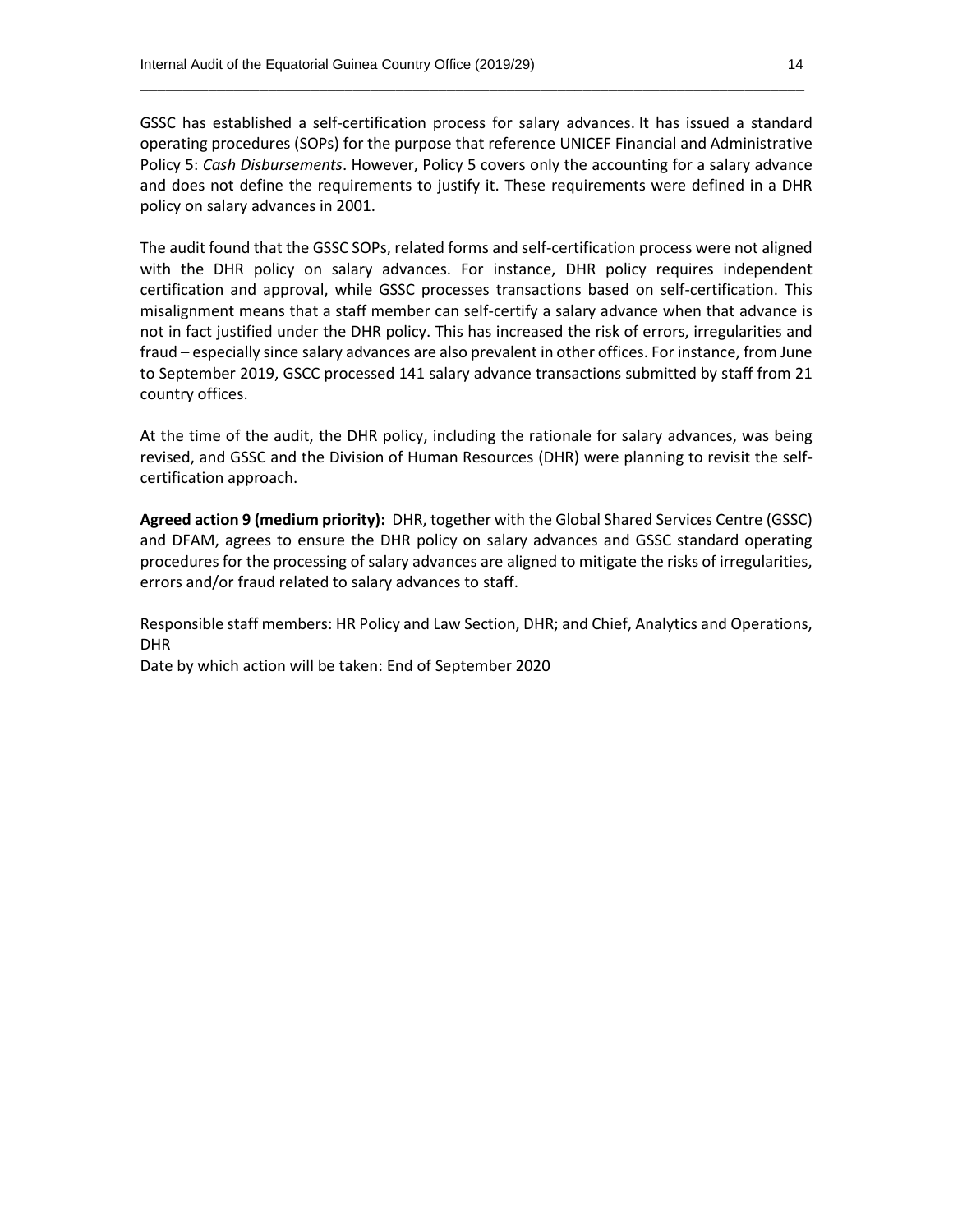GSSC has established a self-certification process for salary advances. It has issued a standard operating procedures (SOPs) for the purpose that reference UNICEF Financial and Administrative Policy 5: *Cash Disbursements*. However, Policy 5 covers only the accounting for a salary advance and does not define the requirements to justify it. These requirements were defined in a DHR policy on salary advances in 2001.

The audit found that the GSSC SOPs, related forms and self-certification process were not aligned with the DHR policy on salary advances. For instance, DHR policy requires independent certification and approval, while GSSC processes transactions based on self-certification. This misalignment means that a staff member can self-certify a salary advance when that advance is not in fact justified under the DHR policy. This has increased the risk of errors, irregularities and fraud – especially since salary advances are also prevalent in other offices. For instance, from June to September 2019, GSCC processed 141 salary advance transactions submitted by staff from 21 country offices.

At the time of the audit, the DHR policy, including the rationale for salary advances, was being revised, and GSSC and the Division of Human Resources (DHR) were planning to revisit the self-certification approach.

**Agreed action 9 (medium priority):** DHR, together with the Global Shared Services Centre (GSSC) and DFAM, agrees to ensure the DHR policy on salary advances and GSSC standard operating procedures for the processing of salary advances are aligned to mitigate the risks of irregularities, errors and/or fraud related to salary advances to staff.

Responsible staff members: HR Policy and Law Section, DHR; and Chief, Analytics and Operations, DHR
Date by which action will be taken: End of September 2020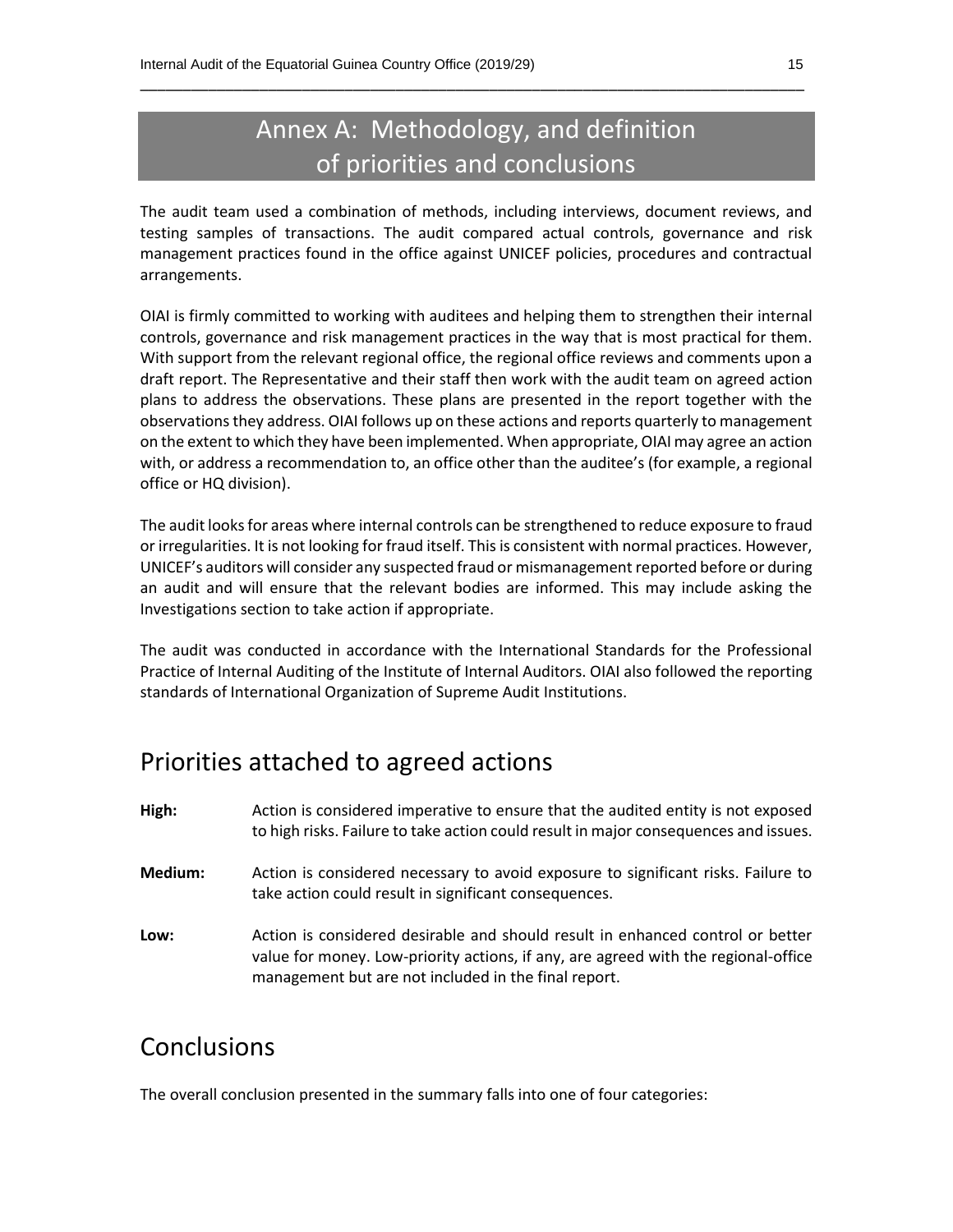# Annex A: Methodology, and definition of priorities and conclusions

The audit team used a combination of methods, including interviews, document reviews, and testing samples of transactions. The audit compared actual controls, governance and risk management practices found in the office against UNICEF policies, procedures and contractual arrangements.

OIAI is firmly committed to working with auditees and helping them to strengthen their internal controls, governance and risk management practices in the way that is most practical for them. With support from the relevant regional office, the regional office reviews and comments upon a draft report. The Representative and their staff then work with the audit team on agreed action plans to address the observations. These plans are presented in the report together with the observations they address. OIAI follows up on these actions and reports quarterly to management on the extent to which they have been implemented. When appropriate, OIAI may agree an action with, or address a recommendation to, an office other than the auditee's (for example, a regional office or HQ division).

The audit looks for areas where internal controls can be strengthened to reduce exposure to fraud or irregularities. It is not looking for fraud itself. This is consistent with normal practices. However, UNICEF's auditors will consider any suspected fraud or mismanagement reported before or during an audit and will ensure that the relevant bodies are informed. This may include asking the Investigations section to take action if appropriate.

The audit was conducted in accordance with the International Standards for the Professional Practice of Internal Auditing of the Institute of Internal Auditors. OIAI also followed the reporting standards of International Organization of Supreme Audit Institutions.

## Priorities attached to agreed actions

**High:** Action is considered imperative to ensure that the audited entity is not exposed to high risks. Failure to take action could result in major consequences and issues.

**Medium:** Action is considered necessary to avoid exposure to significant risks. Failure to take action could result in significant consequences.

**Low:** Action is considered desirable and should result in enhanced control or better value for money. Low-priority actions, if any, are agreed with the regional-office management but are not included in the final report.

## Conclusions

The overall conclusion presented in the summary falls into one of four categories: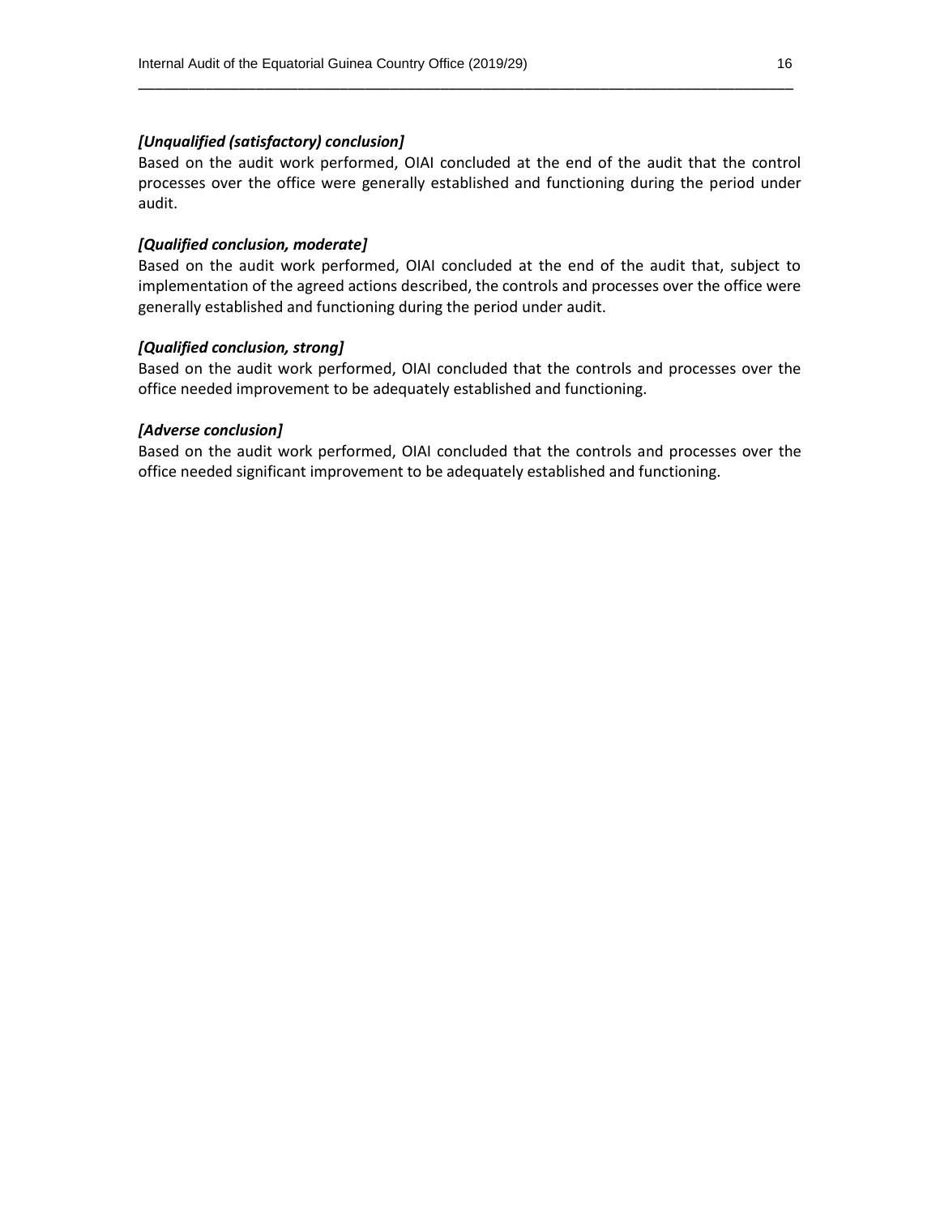*[Unqualified (satisfactory) conclusion]*

Based on the audit work performed, OIAI concluded at the end of the audit that the control processes over the office were generally established and functioning during the period under audit.

*[Qualified conclusion, moderate]*

Based on the audit work performed, OIAI concluded at the end of the audit that, subject to implementation of the agreed actions described, the controls and processes over the office were generally established and functioning during the period under audit.

*[Qualified conclusion, strong]*

Based on the audit work performed, OIAI concluded that the controls and processes over the office needed improvement to be adequately established and functioning.

*[Adverse conclusion]*

Based on the audit work performed, OIAI concluded that the controls and processes over the office needed significant improvement to be adequately established and functioning.